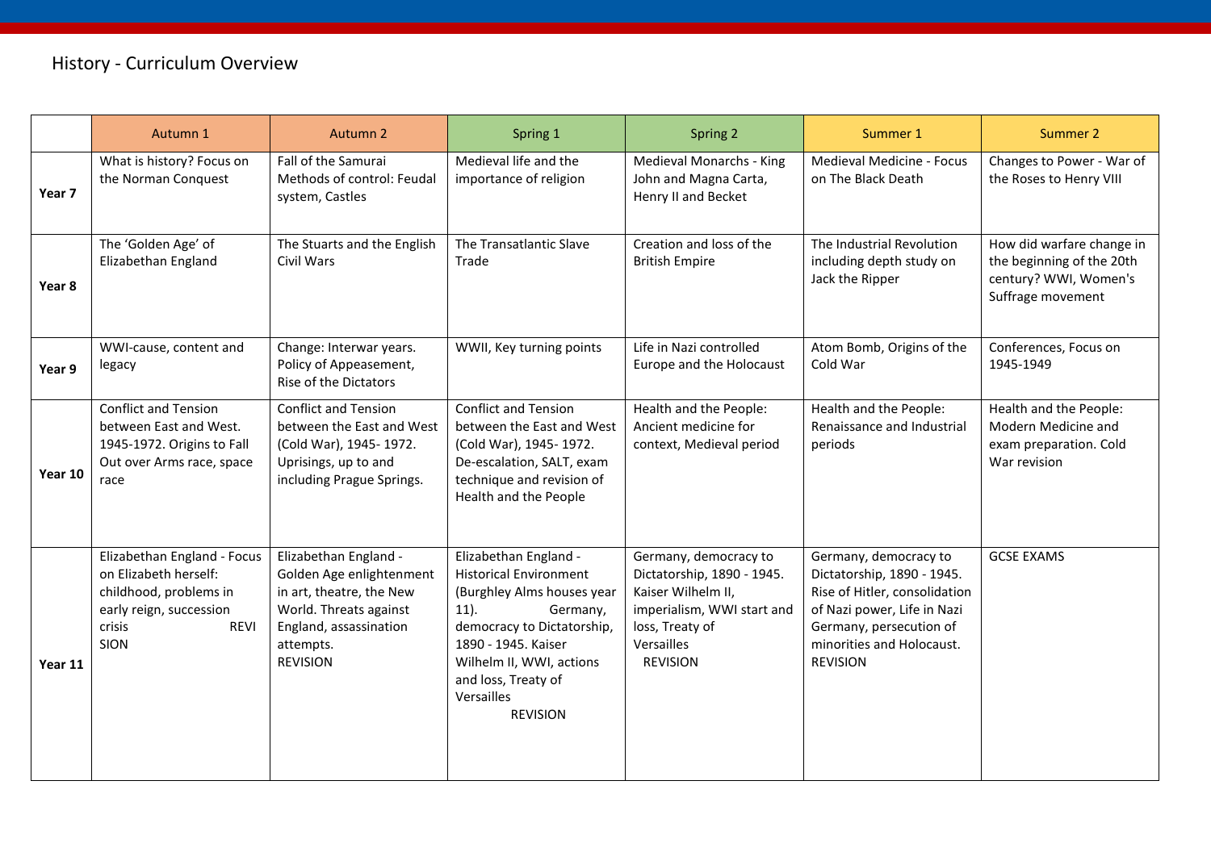# History - Curriculum Overview

| | Autumn 1 | Autumn 2 | Spring 1 | Spring 2 | Summer 1 | Summer 2 |
|---|---|---|---|---|---|---|
| **Year 7** | What is history? Focus on the Norman Conquest | Fall of the Samurai Methods of control: Feudal system, Castles | Medieval life and the importance of religion | Medieval Monarchs - King John and Magna Carta, Henry II and Becket | Medieval Medicine - Focus on The Black Death | Changes to Power - War of the Roses to Henry VIII |
| **Year 8** | The 'Golden Age' of Elizabethan England | The Stuarts and the English Civil Wars | The Transatlantic Slave Trade | Creation and loss of the British Empire | The Industrial Revolution including depth study on Jack the Ripper | How did warfare change in the beginning of the 20th century? WWI, Women's Suffrage movement |
| **Year 9** | WWI-cause, content and legacy | Change: Interwar years. Policy of Appeasement, Rise of the Dictators | WWII, Key turning points | Life in Nazi controlled Europe and the Holocaust | Atom Bomb, Origins of the Cold War | Conferences, Focus on 1945-1949 |
| **Year 10** | Conflict and Tension between East and West. 1945-1972. Origins to Fall Out over Arms race, space race | Conflict and Tension between the East and West (Cold War), 1945- 1972. Uprisings, up to and including Prague Springs. | Conflict and Tension between the East and West (Cold War), 1945- 1972. De-escalation, SALT, exam technique and revision of Health and the People | Health and the People: Ancient medicine for context, Medieval period | Health and the People: Renaissance and Industrial periods | Health and the People: Modern Medicine and exam preparation. Cold War revision |
| **Year 11** | Elizabethan England - Focus on Elizabeth herself: childhood, problems in early reign, succession crisis REVISION | Elizabethan England - Golden Age enlightenment in art, theatre, the New World. Threats against England, assassination attempts. REVISION | Elizabethan England - Historical Environment (Burghley Alms houses year 11). Germany, democracy to Dictatorship, 1890 - 1945. Kaiser Wilhelm II, WWI, actions and loss, Treaty of Versailles REVISION | Germany, democracy to Dictatorship, 1890 - 1945. Kaiser Wilhelm II, imperialism, WWI start and loss, Treaty of Versailles REVISION | Germany, democracy to Dictatorship, 1890 - 1945. Rise of Hitler, consolidation of Nazi power, Life in Nazi Germany, persecution of minorities and Holocaust. REVISION | GCSE EXAMS |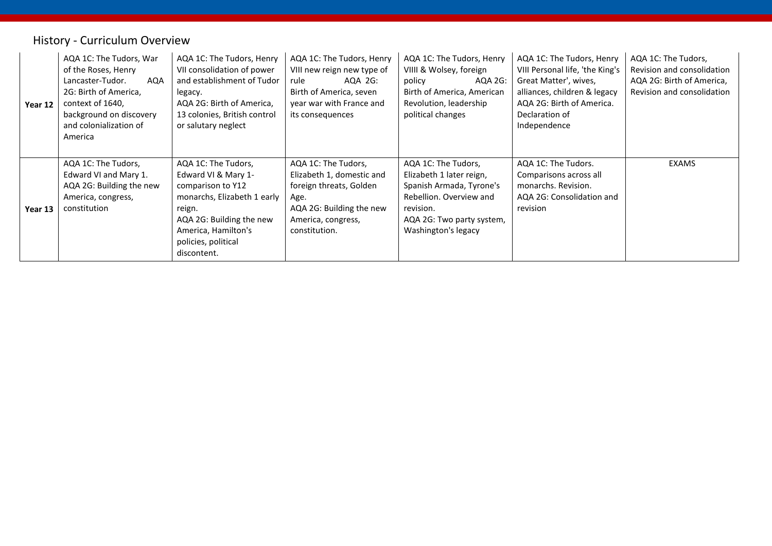## History - Curriculum Overview

| | | | | | | |
|---|---|---|---|---|---|---|
| **Year 12** | AQA 1C: The Tudors, War of the Roses, Henry Lancaster-Tudor. AQA 2G: Birth of America, context of 1640, background on discovery and colonialization of America | AQA 1C: The Tudors, Henry VII consolidation of power and establishment of Tudor legacy. AQA 2G: Birth of America, 13 colonies, British control or salutary neglect | AQA 1C: The Tudors, Henry VIII new reign new type of rule AQA 2G: Birth of America, seven year war with France and its consequences | AQA 1C: The Tudors, Henry VIIII & Wolsey, foreign policy AQA 2G: Birth of America, American Revolution, leadership political changes | AQA 1C: The Tudors, Henry VIII Personal life, 'the King's Great Matter', wives, alliances, children & legacy AQA 2G: Birth of America. Declaration of Independence | AQA 1C: The Tudors, Revision and consolidation AQA 2G: Birth of America, Revision and consolidation |
| **Year 13** | AQA 1C: The Tudors, Edward VI and Mary 1. AQA 2G: Building the new America, congress, constitution | AQA 1C: The Tudors, Edward VI & Mary 1- comparison to Y12 monarchs, Elizabeth 1 early reign. AQA 2G: Building the new America, Hamilton's policies, political discontent. | AQA 1C: The Tudors, Elizabeth 1, domestic and foreign threats, Golden Age. AQA 2G: Building the new America, congress, constitution. | AQA 1C: The Tudors, Elizabeth 1 later reign, Spanish Armada, Tyrone's Rebellion. Overview and revision. AQA 2G: Two party system, Washington's legacy | AQA 1C: The Tudors. Comparisons across all monarchs. Revision. AQA 2G: Consolidation and revision | EXAMS |